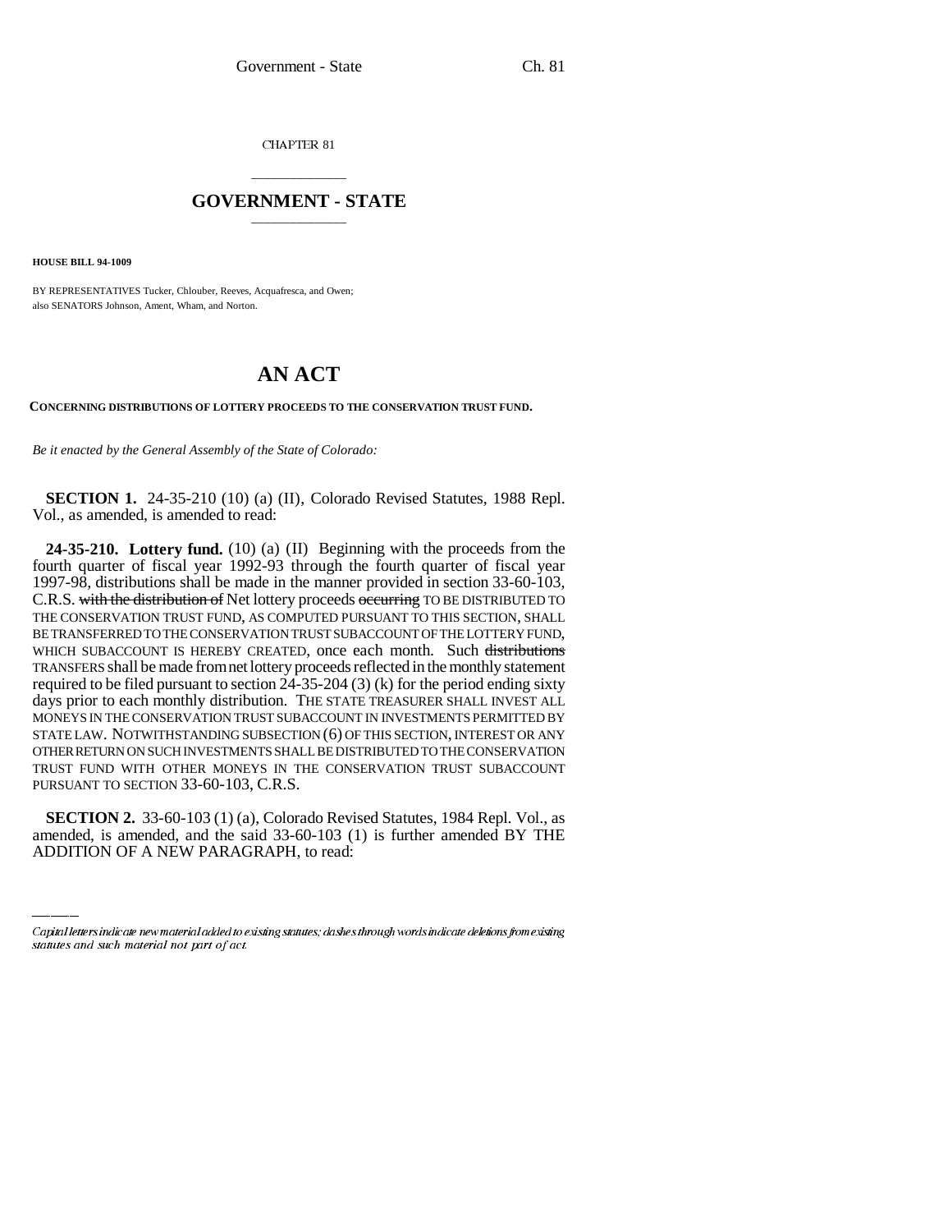CHAPTER 81

# GOVERNMENT - STATE

**HOUSE BILL 94-1009**

BY REPRESENTATIVES Tucker, Chlouber, Reeves, Acquafresca, and Owen;
also SENATORS Johnson, Ament, Wham, and Norton.

# AN ACT

**CONCERNING DISTRIBUTIONS OF LOTTERY PROCEEDS TO THE CONSERVATION TRUST FUND.**

*Be it enacted by the General Assembly of the State of Colorado:*

**SECTION 1.** 24-35-210 (10) (a) (II), Colorado Revised Statutes, 1988 Repl. Vol., as amended, is amended to read:

**24-35-210. Lottery fund.** (10) (a) (II) Beginning with the proceeds from the fourth quarter of fiscal year 1992-93 through the fourth quarter of fiscal year 1997-98, distributions shall be made in the manner provided in section 33-60-103, C.R.S. ~~with the distribution of~~ Net lottery proceeds ~~occurring~~ TO BE DISTRIBUTED TO THE CONSERVATION TRUST FUND, AS COMPUTED PURSUANT TO THIS SECTION, SHALL BE TRANSFERRED TO THE CONSERVATION TRUST SUBACCOUNT OF THE LOTTERY FUND, WHICH SUBACCOUNT IS HEREBY CREATED, once each month. Such ~~distributions~~ TRANSFERS shall be made from net lottery proceeds reflected in the monthly statement required to be filed pursuant to section 24-35-204 (3) (k) for the period ending sixty days prior to each monthly distribution. THE STATE TREASURER SHALL INVEST ALL MONEYS IN THE CONSERVATION TRUST SUBACCOUNT IN INVESTMENTS PERMITTED BY STATE LAW. NOTWITHSTANDING SUBSECTION (6) OF THIS SECTION, INTEREST OR ANY OTHER RETURN ON SUCH INVESTMENTS SHALL BE DISTRIBUTED TO THE CONSERVATION TRUST FUND WITH OTHER MONEYS IN THE CONSERVATION TRUST SUBACCOUNT PURSUANT TO SECTION 33-60-103, C.R.S.

**SECTION 2.** 33-60-103 (1) (a), Colorado Revised Statutes, 1984 Repl. Vol., as amended, is amended, and the said 33-60-103 (1) is further amended BY THE ADDITION OF A NEW PARAGRAPH, to read:

Capital letters indicate new material added to existing statutes; dashes through words indicate deletions from existing statutes and such material not part of act.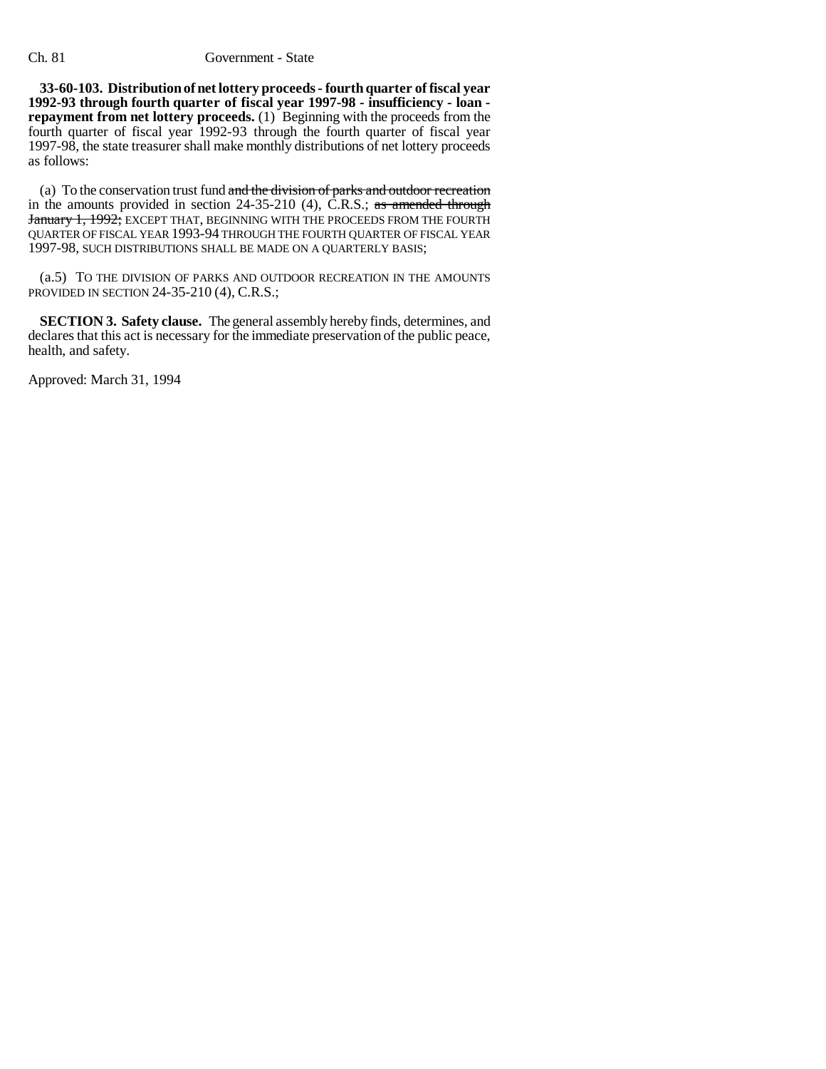**33-60-103. Distribution of net lottery proceeds - fourth quarter of fiscal year 1992-93 through fourth quarter of fiscal year 1997-98 - insufficiency - loan - repayment from net lottery proceeds.** (1) Beginning with the proceeds from the fourth quarter of fiscal year 1992-93 through the fourth quarter of fiscal year 1997-98, the state treasurer shall make monthly distributions of net lottery proceeds as follows:

(a) To the conservation trust fund ~~and the division of parks and outdoor recreation~~ in the amounts provided in section 24-35-210 (4), C.R.S.; ~~as amended through January 1, 1992;~~ EXCEPT THAT, BEGINNING WITH THE PROCEEDS FROM THE FOURTH QUARTER OF FISCAL YEAR 1993-94 THROUGH THE FOURTH QUARTER OF FISCAL YEAR 1997-98, SUCH DISTRIBUTIONS SHALL BE MADE ON A QUARTERLY BASIS;

(a.5) TO THE DIVISION OF PARKS AND OUTDOOR RECREATION IN THE AMOUNTS PROVIDED IN SECTION 24-35-210 (4), C.R.S.;

**SECTION 3. Safety clause.** The general assembly hereby finds, determines, and declares that this act is necessary for the immediate preservation of the public peace, health, and safety.

Approved: March 31, 1994